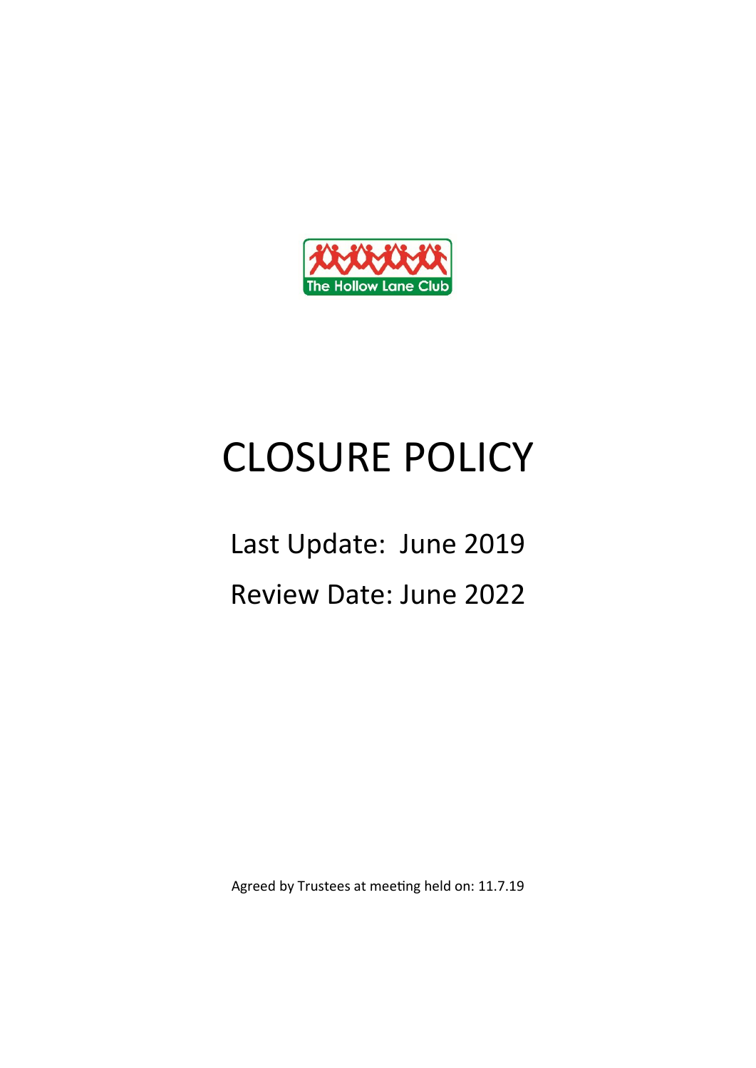The Hollow Lane Club

# CLOSURE POLICY

Last Update: June 2019

Review Date: June 2022

Agreed by Trustees at meeting held on: 11.7.19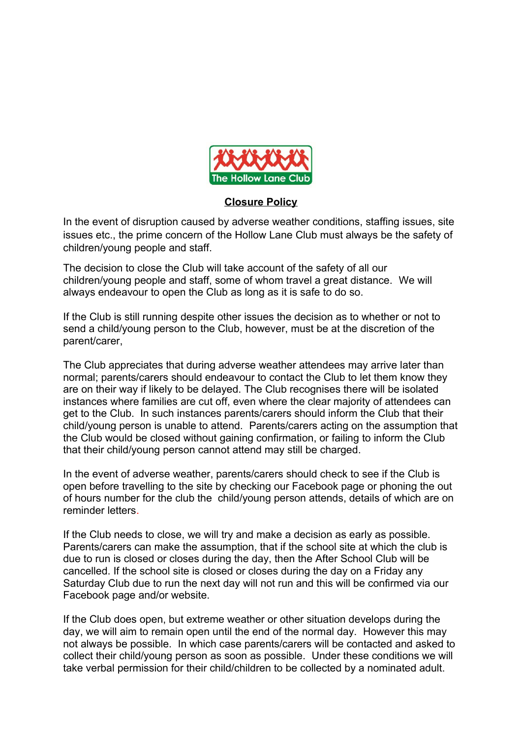The Hollow Lane Club

**Closure Policy**

In the event of disruption caused by adverse weather conditions, staffing issues, site issues etc., the prime concern of the Hollow Lane Club must always be the safety of children/young people and staff.

The decision to close the Club will take account of the safety of all our children/young people and staff, some of whom travel a great distance. We will always endeavour to open the Club as long as it is safe to do so.

If the Club is still running despite other issues the decision as to whether or not to send a child/young person to the Club, however, must be at the discretion of the parent/carer,

The Club appreciates that during adverse weather attendees may arrive later than normal; parents/carers should endeavour to contact the Club to let them know they are on their way if likely to be delayed. The Club recognises there will be isolated instances where families are cut off, even where the clear majority of attendees can get to the Club. In such instances parents/carers should inform the Club that their child/young person is unable to attend. Parents/carers acting on the assumption that the Club would be closed without gaining confirmation, or failing to inform the Club that their child/young person cannot attend may still be charged.

In the event of adverse weather, parents/carers should check to see if the Club is open before travelling to the site by checking our Facebook page or phoning the out of hours number for the club the child/young person attends, details of which are on reminder letters.

If the Club needs to close, we will try and make a decision as early as possible. Parents/carers can make the assumption, that if the school site at which the club is due to run is closed or closes during the day, then the After School Club will be cancelled. If the school site is closed or closes during the day on a Friday any Saturday Club due to run the next day will not run and this will be confirmed via our Facebook page and/or website.

If the Club does open, but extreme weather or other situation develops during the day, we will aim to remain open until the end of the normal day. However this may not always be possible. In which case parents/carers will be contacted and asked to collect their child/young person as soon as possible. Under these conditions we will take verbal permission for their child/children to be collected by a nominated adult.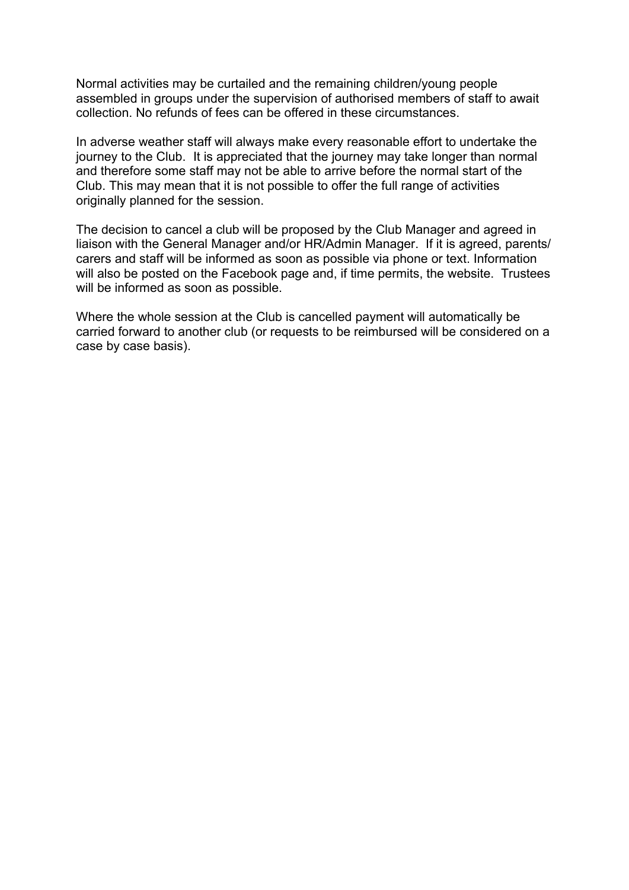Normal activities may be curtailed and the remaining children/young people assembled in groups under the supervision of authorised members of staff to await collection. No refunds of fees can be offered in these circumstances.

In adverse weather staff will always make every reasonable effort to undertake the journey to the Club. It is appreciated that the journey may take longer than normal and therefore some staff may not be able to arrive before the normal start of the Club. This may mean that it is not possible to offer the full range of activities originally planned for the session.

The decision to cancel a club will be proposed by the Club Manager and agreed in liaison with the General Manager and/or HR/Admin Manager. If it is agreed, parents/ carers and staff will be informed as soon as possible via phone or text. Information will also be posted on the Facebook page and, if time permits, the website. Trustees will be informed as soon as possible.

Where the whole session at the Club is cancelled payment will automatically be carried forward to another club (or requests to be reimbursed will be considered on a case by case basis).